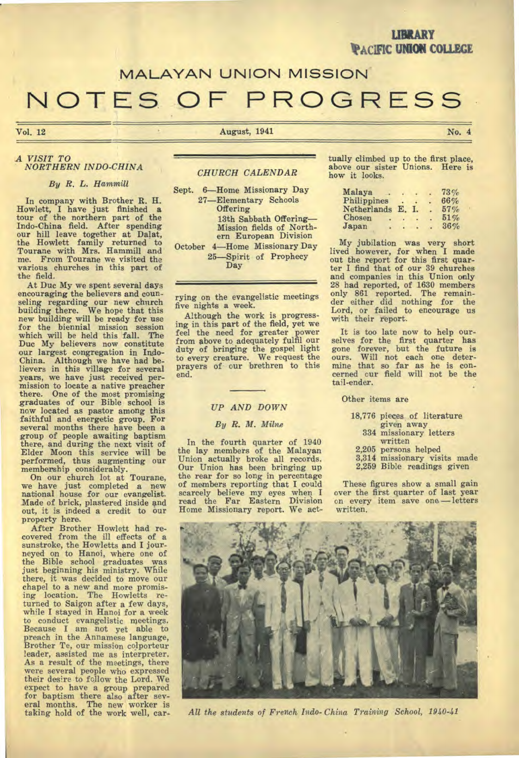LIBRARY
PACIFIC UNION COLLEGE

# MALAYAN UNION MISSION
# NOTES OF PROGRESS

Vol. 12 | August, 1941 | No. 4

## *A VISIT TO NORTHERN INDO-CHINA*

*By R. L. Hammill*

In company with Brother R. H. Howlett, I have just finished a tour of the northern part of the Indo-China field. After spending our hill leave together at Dalat, the Howlett family returned to Tourane with Mrs. Hammill and me. From Tourane we visited the various churches in this part of the field.

At Duc My we spent several days encouraging the believers and counseling regarding our new church building there. We hope that this new building will be ready for use for the biennial mission session which will be held this fall. The Duc My believers now constitute our largest congregation in Indo-China. Although we have had believers in this village for several years, we have just received permission to locate a native preacher there. One of the most promising graduates of our Bible school is now located as pastor among this faithful and energetic group. For several months there have been a group of people awaiting baptism there, and during the next visit of Elder Moon this service will be performed, thus augmenting our membership considerably.

On our church lot at Tourane, we have just completed a new national house for our evangelist. Made of brick, plastered inside and out, it is indeed a credit to our property here.

After Brother Howlett had recovered from the ill effects of a sunstroke, the Howletts and I journeyed on to Hanoi, where one of the Bible school graduates was just beginning his ministry. While there, it was decided to move our chapel to a new and more promising location. The Howletts returned to Saigon after a few days, while I stayed in Hanoi for a week to conduct evangelistic meetings. Because I am not yet able to preach in the Annamese language, Brother Te, our mission colporteur leader, assisted me as interpreter. As a result of the meetings, there were several people who expressed their desire to follow the Lord. We expect to have a group prepared for baptism there also after several months. The new worker is taking hold of the work well, carrying on the evangelistic meetings five nights a week.

Although the work is progressing in this part of the field, yet we feel the need for greater power from above to adequately fulfil our duty of bringing the gospel light to every creature. We request the prayers of our brethren to this end.

## *CHURCH CALENDAR*

Sept. 6—Home Missionary Day
27—Elementary Schools Offering
13th Sabbath Offering—Mission fields of Northern European Division

October 4—Home Missionary Day
25—Spirit of Prophecy Day

## *UP AND DOWN*

*By R. M. Milne*

In the fourth quarter of 1940 the lay members of the Malayan Union actually broke all records. Our Union has been bringing up the rear for so long in percentage of members reporting that I could scarcely believe my eyes when I read the Far Eastern Division Home Missionary report. We actually climbed up to the first place, above our sister Unions. Here is how it looks.

| | |
|---|---|
| Malaya | 73% |
| Philippines | 66% |
| Netherlands E. I. | 57% |
| Chosen | 51% |
| Japan | 36% |

My jubilation was very short lived however, for when I made out the report for this first quarter I find that of our 39 churches and companies in this Union only 28 had reported, of 1630 members only 861 reported. The remainder either did nothing for the Lord, or failed to encourage us with their report.

It is too late now to help ourselves for the first quarter has gone forever, but the future is ours. Will not each one determine that so far as he is concerned our field will not be the tail-ender.

Other items are

- 18,776 pieces of literature given away
- 334 missionary letters written
- 2,205 persons helped
- 3,314 missionary visits made
- 2,259 Bible readings given

These figures show a small gain over the first quarter of last year on every item save one — letters written.

*All the students of French Indo-China Training School, 1940-41*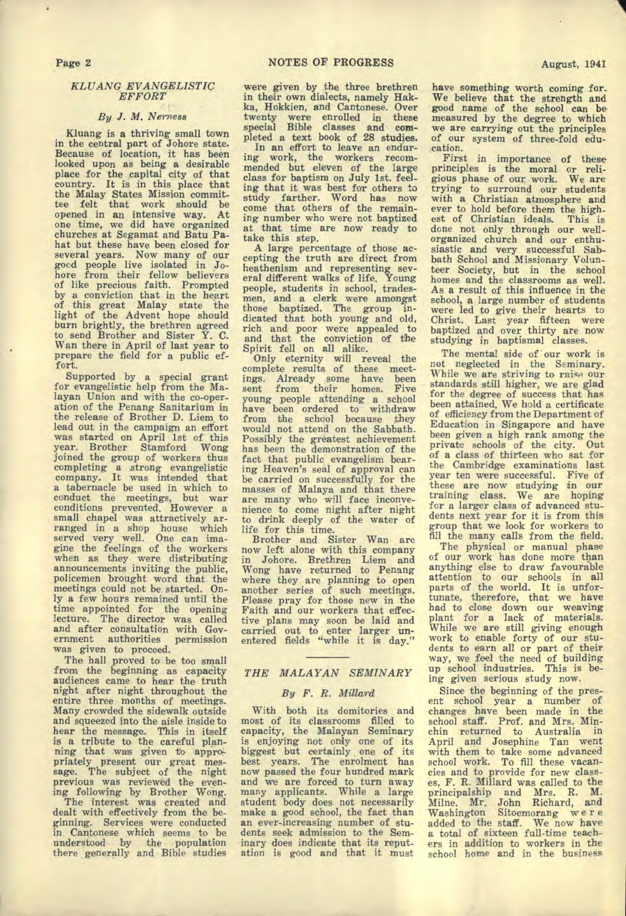## KLUANG EVANGELISTIC EFFORT

*By J. M. Nerness*

Kluang is a thriving small town in the central part of Johore state. Because of location, it has been looked upon as being a desirable place for the capital city of that country. It is in this place that the Malay States Mission committee felt that work should be opened in an intensive way. At one time, we did have organized churches at Segamat and Batu Pahat but these have been closed for several years. Now many of our good people live isolated in Johore from their fellow believers of like precious faith. Prompted by a conviction that in the heart of this great Malay state the light of the Advent hope should burn brightly, the brethren agreed to send Brother and Sister Y. C. Wan there in April of last year to prepare the field for a public effort.

Supported by a special grant for evangelistic help from the Malayan Union and with the co-operation of the Penang Sanitarium in the release of Brother D. Liem to lead out in the campaign an effort was started on April 1st of this year. Brother Stamford Wong joined the group of workers thus completing a strong evangelistic company. It was intended that a tabernacle be used in which to conduct the meetings, but war conditions prevented. However a small chapel was attractively arranged in a shop house which served very well. One can imagine the feelings of the workers when as they were distributing announcements inviting the public, policemen brought word that the meetings could not be started. Only a few hours remained until the time appointed for the opening lecture. The director was called and after consultation with Government authorities permission was given to proceed.

The hall proved to be too small from the beginning as capacity audiences came to hear the truth night after night throughout the entire three months of meetings. Many crowded the sidewalk outside and squeezed into the aisle inside to hear the message. This in itself is a tribute to the careful planning that was given to appropriately present our great message. The subject of the night previous was reviewed the evening following by Brother Wong.

The interest was created and dealt with effectively from the beginning. Services were conducted in Cantonese which seems to be understood by the population there generally and Bible studies were given by the three brethren in their own dialects, namely Hakka, Hokkien, and Cantonese. Over twenty were enrolled in these special Bible classes and completed a text book of 28 studies.

In an effort to leave an enduring work, the workers recommended but eleven of the large class for baptism on July 1st. feeling that it was best for others to study farther. Word has now come that others of the remaining number who were not baptized at that time are now ready to take this step.

A large percentage of those accepting the truth are direct from heathenism and representing several different walks of life. Young people, students in school, tradesmen, and a clerk were amongst those baptized. The group indicated that both young and old, rich and poor were appealed to and that the conviction of the Spirit fell on all alike.

Only eternity will reveal the complete results of these meetings. Already some have been sent from their homes. Five young people attending a school have been ordered to withdraw from the school because they would not attend on the Sabbath. Possibly the greatest achievement has been the demonstration of the fact that public evangelism bearing Heaven's seal of approval can be carried on successfully for the masses of Malaya and that there are many who will face inconvenience to come night after night to drink deeply of the water of life for this time.

Brother and Sister Wan are now left alone with this company in Johore. Brethren Liem and Wong have returned to Penang where they are planning to open another series of such meetings. Please pray for those new in the Faith and our workers that effective plans may soon be laid and carried out to enter larger unentered fields "while it is day."

## THE MALAYAN SEMINARY

*By F. R. Millard*

With both its domitories and most of its classrooms filled to capacity, the Malayan Seminary is enjoying not only one of its biggest but certainly one of its best years. The enrolment has now passed the four hundred mark and we are forced to turn away many applicants. While a large student body does not necessarily make a good school, the fact than an ever-increasing number of students seek admission to the Seminary does indicate that its reputation is good and that it must have something worth coming for. We believe that the strength and good name of the school can be measured by the degree to which we are carrying out the principles of our system of three-fold education.

First in importance of these principles is the moral or religious phase of our work. We are trying to surround our students with a Christian atmosphere and ever to hold before them the highest of Christian ideals. This is done not only through our well-organized church and our enthusiastic and very successful Sabbath School and Missionary Volunteer Society, but in the school homes and the classrooms as well. As a result of this influence in the school, a large number of students were led to give their hearts to Christ. Last year fifteen were baptized and over thirty are now studying in baptismal classes.

The mental side of our work is not neglected in the Seminary. While we are striving to raise our standards still higher, we are glad for the degree of success that has been attained. We hold a certificate of efficiency from the Department of Education in Singapore and have been given a high rank among the private schools of the city. Out of a class of thirteen who sat for the Cambridge examinations last year ten were successful. Five of these are now studying in our training class. We are hoping for a larger class of advanced students next year for it is from this group that we look for workers to fill the many calls from the field.

The physical or manual phase of our work has done more than anything else to draw favourable attention to our schools in all parts of the world. It is unfortunate, therefore, that we have had to close down our weaving plant for a lack of materials. While we are still giving enough work to enable forty of our students to earn all or part of their way, we feel the need of building up school industries. This is being given serious study now.

Since the beginning of the present school year a number of changes have been made in the school staff. Prof. and Mrs. Minchin returned to Australia in April and Josephine Tan went with them to take some advanced school work. To fill these vacancies and to provide for new classes, F. R. Millard was called to the principalship and Mrs. R. M. Milne. Mr. John Richard, and Washington Sitoemorang were added to the staff. We now have a total of sixteen full-time teachers in addition to workers in the school home and in the business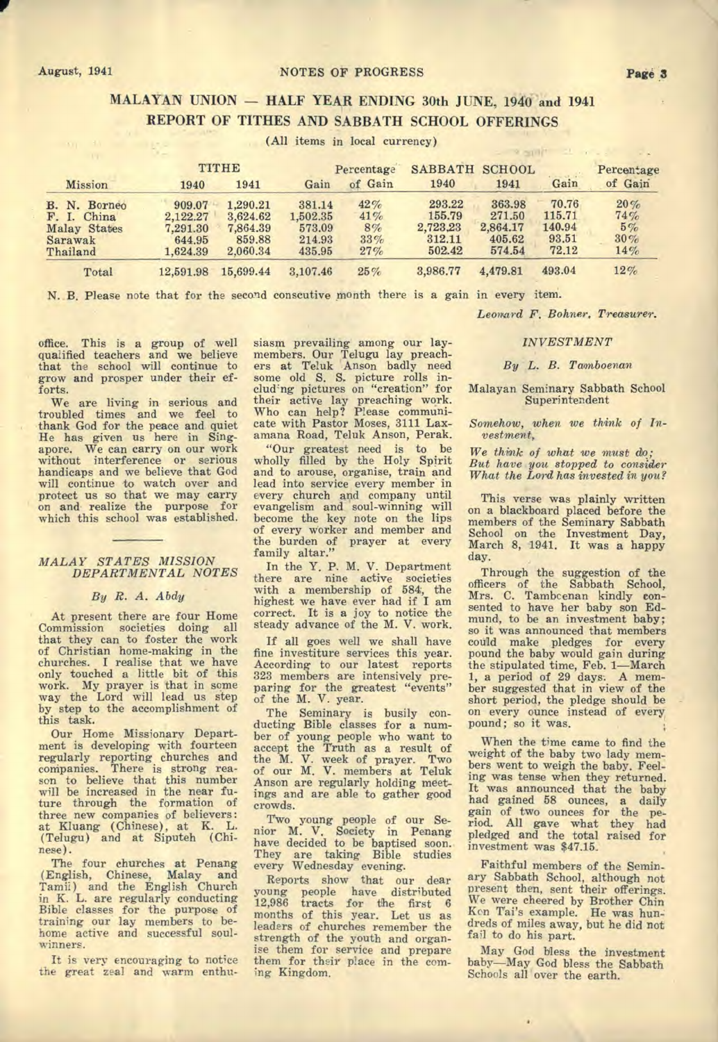## MALAYAN UNION — HALF YEAR ENDING 30th JUNE, 1940 and 1941

### REPORT OF TITHES AND SABBATH SCHOOL OFFERINGS

(All items in local currency)

| Mission | TITHE 1940 | TITHE 1941 | Gain | Percentage of Gain | SABBATH SCHOOL 1940 | SABBATH SCHOOL 1941 | Gain | Percentage of Gain |
|---|---|---|---|---|---|---|---|---|
| B. N. Borneo | 909.07 | 1,290.21 | 381.14 | 42% | 293.22 | 363.98 | 70.76 | 20% |
| F. I. China | 2,122.27 | 3,624.62 | 1,502.35 | 41% | 155.79 | 271.50 | 115.71 | 74% |
| Malay States | 7,291.30 | 7,864.39 | 573.09 | 8% | 2,723.23 | 2,864.17 | 140.94 | 5% |
| Sarawak | 644.95 | 859.88 | 214.93 | 33% | 312.11 | 405.62 | 93.51 | 30% |
| Thailand | 1,624.39 | 2,060.34 | 435.95 | 27% | 502.42 | 574.54 | 72.12 | 14% |
| Total | 12,591.98 | 15,699.44 | 3,107.46 | 25% | 3,986.77 | 4,479.81 | 493.04 | 12% |

N. B. Please note that for the second consecutive month there is a gain in every item.

*Leonard F. Bohner, Treasurer.*

office. This is a group of well qualified teachers and we believe that the school will continue to grow and prosper under their efforts.

We are living in serious and troubled times and we feel to thank God for the peace and quiet He has given us here in Singapore. We can carry on our work without interference or serious handicaps and we believe that God will continue to watch over and protect us so that we may carry on and realize the purpose for which this school was established.

---

### *MALAY STATES MISSION DEPARTMENTAL NOTES*

*By R. A. Abdy*

At present there are four Home Commission societies doing all that they can to foster the work of Christian home-making in the churches. I realise that we have only touched a little bit of this work. My prayer is that in some way the Lord will lead us step by step to the accomplishment of this task.

Our Home Missionary Department is developing with fourteen regularly reporting churches and companies. There is strong reason to believe that this number will be increased in the near future through the formation of three new companies of believers: at Kluang (Chinese), at K. L. (Telugu) and at Siputeh (Chinese).

The four churches at Penang (English, Chinese, Malay and Tamil) and the English Church in K. L. are regularly conducting Bible classes for the purpose of training our lay members to become active and successful soul-winners.

It is very encouraging to notice the great zeal and warm enthusiasm prevailing among our laymembers. Our Telugu lay preachers at Teluk Anson badly need some old S. S. picture rolls including pictures on "creation" for their active lay preaching work. Who can help? Please communicate with Pastor Moses, 3111 Laxamana Road, Teluk Anson, Perak.

"Our greatest need is to be wholly filled by the Holy Spirit and to arouse, organise, train and lead into service every member in every church and company until evangelism and soul-winning will become the key note on the lips of every worker and member and the burden of prayer at every family altar."

In the Y. P. M. V. Department there are nine active societies with a membership of 584, the highest we have ever had if I am correct. It is a joy to notice the steady advance of the M. V. work.

If all goes well we shall have fine investiture services this year. According to our latest reports 323 members are intensively preparing for the greatest "events" of the M. V. year.

The Seminary is busily conducting Bible classes for a number of young people who want to accept the Truth as a result of the M. V. week of prayer. Two of our M. V. members at Teluk Anson are regularly holding meetings and are able to gather good crowds.

Two young people of our Senior M. V. Society in Penang have decided to be baptised soon. They are taking Bible studies every Wednesday evening.

Reports show that our dear young people have distributed 12,986 tracts for the first 6 months of this year. Let us as leaders of churches remember the strength of the youth and organise them for service and prepare them for their place in the coming Kingdom.

### *INVESTMENT*

*By L. B. Tamboenan*

Malayan Seminary Sabbath School Superintendent

*Somehow, when we think of Investment,*

*We think of what we must do;*
*But have you stopped to consider*
*What the Lord has invested in you?*

This verse was plainly written on a blackboard placed before the members of the Seminary Sabbath School on the Investment Day, March 8, 1941. It was a happy day.

Through the suggestion of the officers of the Sabbath School, Mrs. C. Tamboenan kindly consented to have her baby son Edmund, to be an investment baby; so it was announced that members could make pledges for every pound the baby would gain during the stipulated time, Feb. 1—March 1, a period of 29 days. A member suggested that in view of the short period, the pledge should be on every ounce instead of every pound; so it was.

When the time came to find the weight of the baby two lady members went to weigh the baby. Feeling was tense when they returned. It was announced that the baby had gained 58 ounces, a daily gain of two ounces for the period. All gave what they had pledged and the total raised for investment was $47.15.

Faithful members of the Seminary Sabbath School, although not present then, sent their offerings. We were cheered by Brother Chin Kon Tai's example. He was hundreds of miles away, but he did not fail to do his part.

May God bless the investment baby—May God bless the Sabbath Schools all over the earth.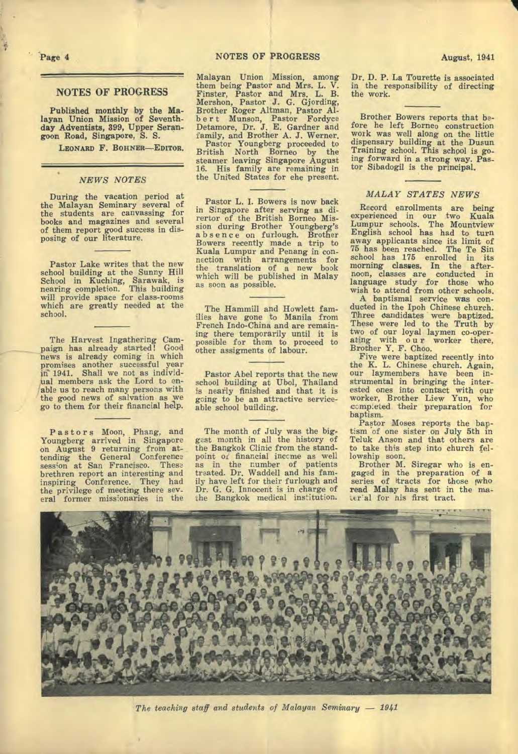## NOTES OF PROGRESS

Published monthly by the Malayan Union Mission of Seventh-day Adventists, 399, Upper Serangoon Road, Singapore, S. S.

LEONARD F. BOHNER—EDITOR.

### *NEWS NOTES*

During the vacation period at the Malayan Seminary several of the students are canvassing for books and magazines and several of them report good success in disposing of our literature.

Pastor Lake writes that the new school building at the Sunny Hill School in Kuching, Sarawak, is nearing completion. This building will provide space for class-rooms which are greatly needed at the school.

The Harvest Ingathering Campaign has already started! Good news is already coming in which promises another successful year in 1941. Shall we not as individual members ask the Lord to enable us to reach many persons with the good news of salvation as we go to them for their financial help.

Pastors Moon, Phang, and Youngberg arrived in Singapore on August 9 returning from attending the General Conference session at San Francisco. These brethren report an interesting and inspiring Conference. They had the privilege of meeting there several former missionaries in the Malayan Union Mission, among them being Pastor and Mrs. L. V. Finster, Pastor and Mrs. L. B. Mershon, Pastor J. G. Gjording, Brother Roger Altman, Pastor Albert Munson, Pastor Fordyce Detamore, Dr. J. E. Gardner and family, and Brother A. J. Werner.

Pastor Youngberg proceeded to British North Borneo by the steamer leaving Singapore August 16. His family are remaining in the United States for ehe present.

Pastor L. I. Bowers is now back in Singapore after serving as dirertor of the British Borneo Mission during Brother Youngberg's absence on furlough. Brother Bowers recently made a trip to Kuala Lumpur and Penang in connection with arrangements for the translation of a new book which will be published in Malay as soon as possible.

The Hammill and Howlett families have gone to Manila from French Indo-China and are remaining there temporarily until it is possible for them to proceed to other assigments of labour.

Pastor Abel reports that the new school building at Ubol, Thailand is nearly finished and that it is going to be an attractive serviceable school building.

The month of July was the biggest month in all the history of the Bangkok Clinic from the standpoint of financial income as well as in the number of patients treated. Dr. Waddell and his family have left for their furlough and Dr. G. G. Innocent is in charge of the Bangkok medical institution. Dr. D. P. La Tourette is associated in the responsibility of directing the work.

Brother Bowers reports that before he left Borneo construction work was well along on the little dispensary building at the Dusun Training school. This school is going forward in a strong way. Pastor Sibadogil is the principal.

### *MALAY STATES NEWS*

Record enrollments are being experienced in our two Kuala Lumpur schools. The Mountview English school has had to turn away applicants since its limit of 75 has been reached. The Te Sin school has 175 enrolled in its morning classes. In the afternoon, classes are conducted in language study for those who wish to attend from other schools.

A baptismal service was conducted in the Ipoh Chinese church. Three candidates were baptized. These were led to the Truth by two of our loyal laymen co-operating with our worker there, Brother Y. F. Choo.

Five were baptized recently into the K. L. Chinese church. Again, our laymembers have been instrumental in bringing the interested ones into contact with our worker, Brother Liew Yun, who completed their preparation for baptism.

Pastor Moses reports the baptism of one sister on July 5th in Teluk Anson and that others are to take this step into church fellowship soon.

Brother M. Siregar who is engaged in the preparation of a series of tracts for those who read Malay has sent in the material for his first tract.

*The teaching staff and students of Malayan Seminary — 1941*